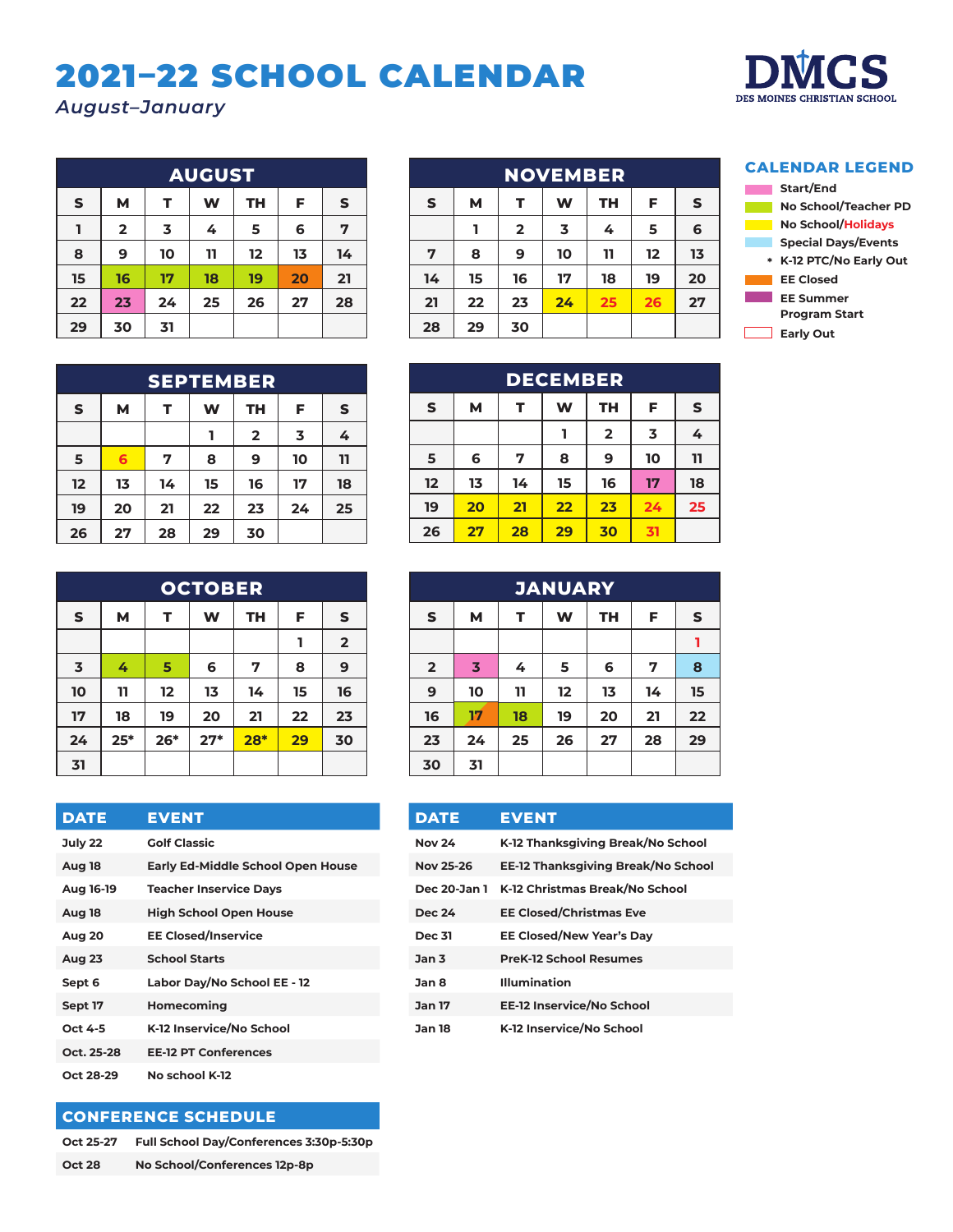# 2021–22 SCHOOL CALENDAR

*August–January*

DMCS
DES MOINES CHRISTIAN SCHOOL

## AUGUST

| S | M | T | W | TH | F | S |
|---|---|---|---|---|---|---|
| 1 | 2 | 3 | 4 | 5 | 6 | 7 |
| 8 | 9 | 10 | 11 | 12 | 13 | 14 |
| 15 | 16 | 17 | 18 | 19 | 20 | 21 |
| 22 | 23 | 24 | 25 | 26 | 27 | 28 |
| 29 | 30 | 31 | | | | |

## SEPTEMBER

| S | M | T | W | TH | F | S |
|---|---|---|---|---|---|---|
| | | | 1 | 2 | 3 | 4 |
| 5 | 6 | 7 | 8 | 9 | 10 | 11 |
| 12 | 13 | 14 | 15 | 16 | 17 | 18 |
| 19 | 20 | 21 | 22 | 23 | 24 | 25 |
| 26 | 27 | 28 | 29 | 30 | | |

## OCTOBER

| S | M | T | W | TH | F | S |
|---|---|---|---|---|---|---|
| | | | | | 1 | 2 |
| 3 | 4 | 5 | 6 | 7 | 8 | 9 |
| 10 | 11 | 12 | 13 | 14 | 15 | 16 |
| 17 | 18 | 19 | 20 | 21 | 22 | 23 |
| 24 | 25* | 26* | 27* | 28* | 29 | 30 |
| 31 | | | | | | |

## NOVEMBER

| S | M | T | W | TH | F | S |
|---|---|---|---|---|---|---|
| | 1 | 2 | 3 | 4 | 5 | 6 |
| 7 | 8 | 9 | 10 | 11 | 12 | 13 |
| 14 | 15 | 16 | 17 | 18 | 19 | 20 |
| 21 | 22 | 23 | 24 | 25 | 26 | 27 |
| 28 | 29 | 30 | | | | |

## DECEMBER

| S | M | T | W | TH | F | S |
|---|---|---|---|---|---|---|
| | | | 1 | 2 | 3 | 4 |
| 5 | 6 | 7 | 8 | 9 | 10 | 11 |
| 12 | 13 | 14 | 15 | 16 | 17 | 18 |
| 19 | 20 | 21 | 22 | 23 | 24 | 25 |
| 26 | 27 | 28 | 29 | 30 | 31 | |

## JANUARY

| S | M | T | W | TH | F | S |
|---|---|---|---|---|---|---|
| | | | | | | 1 |
| 2 | 3 | 4 | 5 | 6 | 7 | 8 |
| 9 | 10 | 11 | 12 | 13 | 14 | 15 |
| 16 | 17 | 18 | 19 | 20 | 21 | 22 |
| 23 | 24 | 25 | 26 | 27 | 28 | 29 |
| 30 | 31 | | | | | |

## CALENDAR LEGEND

- Start/End
- No School/Teacher PD
- No School/Holidays
- Special Days/Events
- * K-12 PTC/No Early Out
- EE Closed
- EE Summer Program Start
- Early Out

| DATE | EVENT |
|---|---|
| July 22 | Golf Classic |
| Aug 18 | Early Ed-Middle School Open House |
| Aug 16-19 | Teacher Inservice Days |
| Aug 18 | High School Open House |
| Aug 20 | EE Closed/Inservice |
| Aug 23 | School Starts |
| Sept 6 | Labor Day/No School EE - 12 |
| Sept 17 | Homecoming |
| Oct 4-5 | K-12 Inservice/No School |
| Oct. 25-28 | EE-12 PT Conferences |
| Oct 28-29 | No school K-12 |

| DATE | EVENT |
|---|---|
| Nov 24 | K-12 Thanksgiving Break/No School |
| Nov 25-26 | EE-12 Thanksgiving Break/No School |
| Dec 20-Jan 1 | K-12 Christmas Break/No School |
| Dec 24 | EE Closed/Christmas Eve |
| Dec 31 | EE Closed/New Year's Day |
| Jan 3 | PreK-12 School Resumes |
| Jan 8 | Illumination |
| Jan 17 | EE-12 Inservice/No School |
| Jan 18 | K-12 Inservice/No School |

## CONFERENCE SCHEDULE

| | |
|---|---|
| Oct 25-27 | Full School Day/Conferences 3:30p-5:30p |
| Oct 28 | No School/Conferences 12p-8p |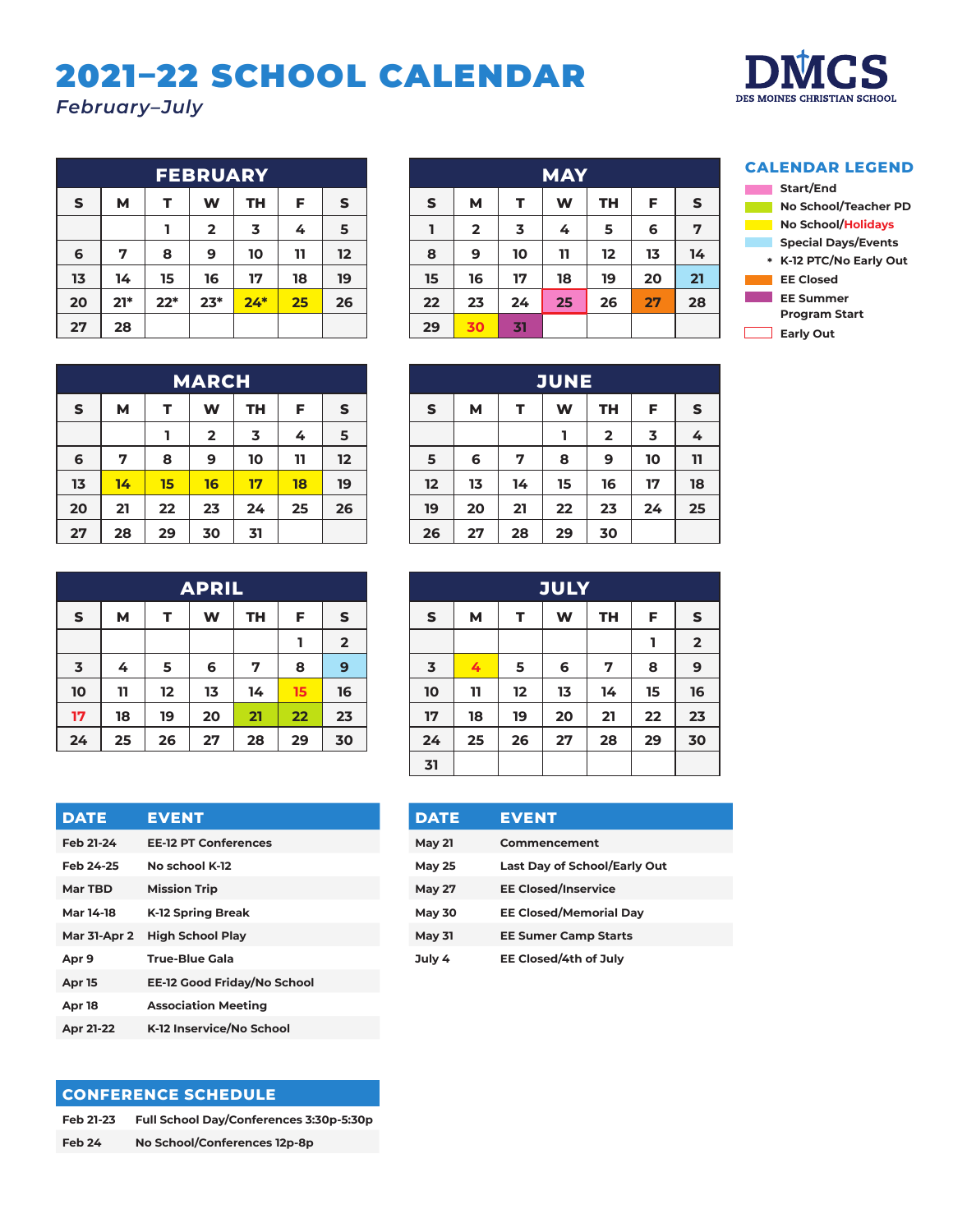# 2021–22 SCHOOL CALENDAR

*February–July*

DMCS
DES MOINES CHRISTIAN SCHOOL

## FEBRUARY

| S | M | T | W | TH | F | S |
|---|---|---|---|---|---|---|
| | | 1 | 2 | 3 | 4 | 5 |
| 6 | 7 | 8 | 9 | 10 | 11 | 12 |
| 13 | 14 | 15 | 16 | 17 | 18 | 19 |
| 20 | 21* | 22* | 23* | 24* | 25 | 26 |
| 27 | 28 | | | | | |

## MARCH

| S | M | T | W | TH | F | S |
|---|---|---|---|---|---|---|
| | | 1 | 2 | 3 | 4 | 5 |
| 6 | 7 | 8 | 9 | 10 | 11 | 12 |
| 13 | 14 | 15 | 16 | 17 | 18 | 19 |
| 20 | 21 | 22 | 23 | 24 | 25 | 26 |
| 27 | 28 | 29 | 30 | 31 | | |

## APRIL

| S | M | T | W | TH | F | S |
|---|---|---|---|---|---|---|
| | | | | | 1 | 2 |
| 3 | 4 | 5 | 6 | 7 | 8 | 9 |
| 10 | 11 | 12 | 13 | 14 | 15 | 16 |
| 17 | 18 | 19 | 20 | 21 | 22 | 23 |
| 24 | 25 | 26 | 27 | 28 | 29 | 30 |

## MAY

| S | M | T | W | TH | F | S |
|---|---|---|---|---|---|---|
| 1 | 2 | 3 | 4 | 5 | 6 | 7 |
| 8 | 9 | 10 | 11 | 12 | 13 | 14 |
| 15 | 16 | 17 | 18 | 19 | 20 | 21 |
| 22 | 23 | 24 | 25 | 26 | 27 | 28 |
| 29 | 30 | 31 | | | | |

## JUNE

| S | M | T | W | TH | F | S |
|---|---|---|---|---|---|---|
| | | | 1 | 2 | 3 | 4 |
| 5 | 6 | 7 | 8 | 9 | 10 | 11 |
| 12 | 13 | 14 | 15 | 16 | 17 | 18 |
| 19 | 20 | 21 | 22 | 23 | 24 | 25 |
| 26 | 27 | 28 | 29 | 30 | | |

## JULY

| S | M | T | W | TH | F | S |
|---|---|---|---|---|---|---|
| | | | | | 1 | 2 |
| 3 | 4 | 5 | 6 | 7 | 8 | 9 |
| 10 | 11 | 12 | 13 | 14 | 15 | 16 |
| 17 | 18 | 19 | 20 | 21 | 22 | 23 |
| 24 | 25 | 26 | 27 | 28 | 29 | 30 |
| 31 | | | | | | |

## CALENDAR LEGEND

- Start/End
- No School/Teacher PD
- No School/Holidays
- Special Days/Events
- * K-12 PTC/No Early Out
- EE Closed
- EE Summer Program Start
- Early Out

| DATE | EVENT |
|---|---|
| Feb 21-24 | EE-12 PT Conferences |
| Feb 24-25 | No school K-12 |
| Mar TBD | Mission Trip |
| Mar 14-18 | K-12 Spring Break |
| Mar 31-Apr 2 | High School Play |
| Apr 9 | True-Blue Gala |
| Apr 15 | EE-12 Good Friday/No School |
| Apr 18 | Association Meeting |
| Apr 21-22 | K-12 Inservice/No School |

| DATE | EVENT |
|---|---|
| May 21 | Commencement |
| May 25 | Last Day of School/Early Out |
| May 27 | EE Closed/Inservice |
| May 30 | EE Closed/Memorial Day |
| May 31 | EE Sumer Camp Starts |
| July 4 | EE Closed/4th of July |

## CONFERENCE SCHEDULE

| | |
|---|---|
| Feb 21-23 | Full School Day/Conferences 3:30p-5:30p |
| Feb 24 | No School/Conferences 12p-8p |